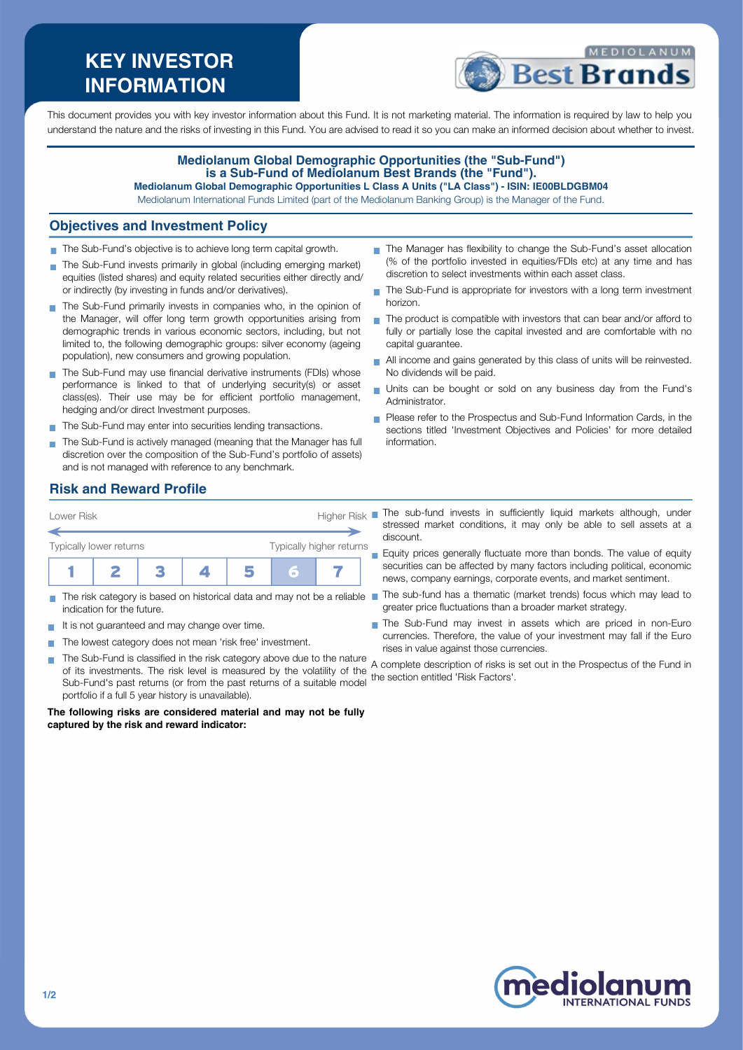# KEY INVESTOR INFORMATION

This document provides you with key investor information about this Fund. It is not marketing material. The information is required by law to help you understand the nature and the risks of investing in this Fund. You are advised to read it so you can make an informed decision about whether to invest.

**Mediolanum Global Demographic Opportunities (the "Sub-Fund") is a Sub-Fund of Mediolanum Best Brands (the "Fund").**

**Mediolanum Global Demographic Opportunities L Class A Units ("LA Class") - ISIN: IE00BLDGBM04**

Mediolanum International Funds Limited (part of the Mediolanum Banking Group) is the Manager of the Fund.

## Objectives and Investment Policy

- The Sub-Fund's objective is to achieve long term capital growth.
- The Sub-Fund invests primarily in global (including emerging market) equities (listed shares) and equity related securities either directly and/ or indirectly (by investing in funds and/or derivatives).
- The Sub-Fund primarily invests in companies who, in the opinion of the Manager, will offer long term growth opportunities arising from demographic trends in various economic sectors, including, but not limited to, the following demographic groups: silver economy (ageing population), new consumers and growing population.
- The Sub-Fund may use financial derivative instruments (FDIs) whose performance is linked to that of underlying security(s) or asset class(es). Their use may be for efficient portfolio management, hedging and/or direct Investment purposes.
- The Sub-Fund may enter into securities lending transactions.
- The Sub-Fund is actively managed (meaning that the Manager has full discretion over the composition of the Sub-Fund's portfolio of assets) and is not managed with reference to any benchmark.
- The Manager has flexibility to change the Sub-Fund's asset allocation (% of the portfolio invested in equities/FDIs etc) at any time and has discretion to select investments within each asset class.
- The Sub-Fund is appropriate for investors with a long term investment horizon.
- The product is compatible with investors that can bear and/or afford to fully or partially lose the capital invested and are comfortable with no capital guarantee.
- All income and gains generated by this class of units will be reinvested. No dividends will be paid.
- Units can be bought or sold on any business day from the Fund's Administrator.
- Please refer to the Prospectus and Sub-Fund Information Cards, in the sections titled 'Investment Objectives and Policies' for more detailed information.

## Risk and Reward Profile

| Lower Risk | | | | | | Higher Risk |
|---|---|---|---|---|---|---|
| Typically lower returns | | | | | | Typically higher returns |
| 1 | 2 | 3 | 4 | 5 | **6** | 7 |

- The risk category is based on historical data and may not be a reliable indication for the future.
- It is not guaranteed and may change over time.
- The lowest category does not mean 'risk free' investment.
- The Sub-Fund is classified in the risk category above due to the nature of its investments. The risk level is measured by the volatility of the Sub-Fund's past returns (or from the past returns of a suitable model portfolio if a full 5 year history is unavailable).

**The following risks are considered material and may not be fully captured by the risk and reward indicator:**

- The sub-fund invests in sufficiently liquid markets although, under stressed market conditions, it may only be able to sell assets at a discount.
- Equity prices generally fluctuate more than bonds. The value of equity securities can be affected by many factors including political, economic news, company earnings, corporate events, and market sentiment.
- The sub-fund has a thematic (market trends) focus which may lead to greater price fluctuations than a broader market strategy.
- The Sub-Fund may invest in assets which are priced in non-Euro currencies. Therefore, the value of your investment may fall if the Euro rises in value against those currencies.

A complete description of risks is set out in the Prospectus of the Fund in the section entitled 'Risk Factors'.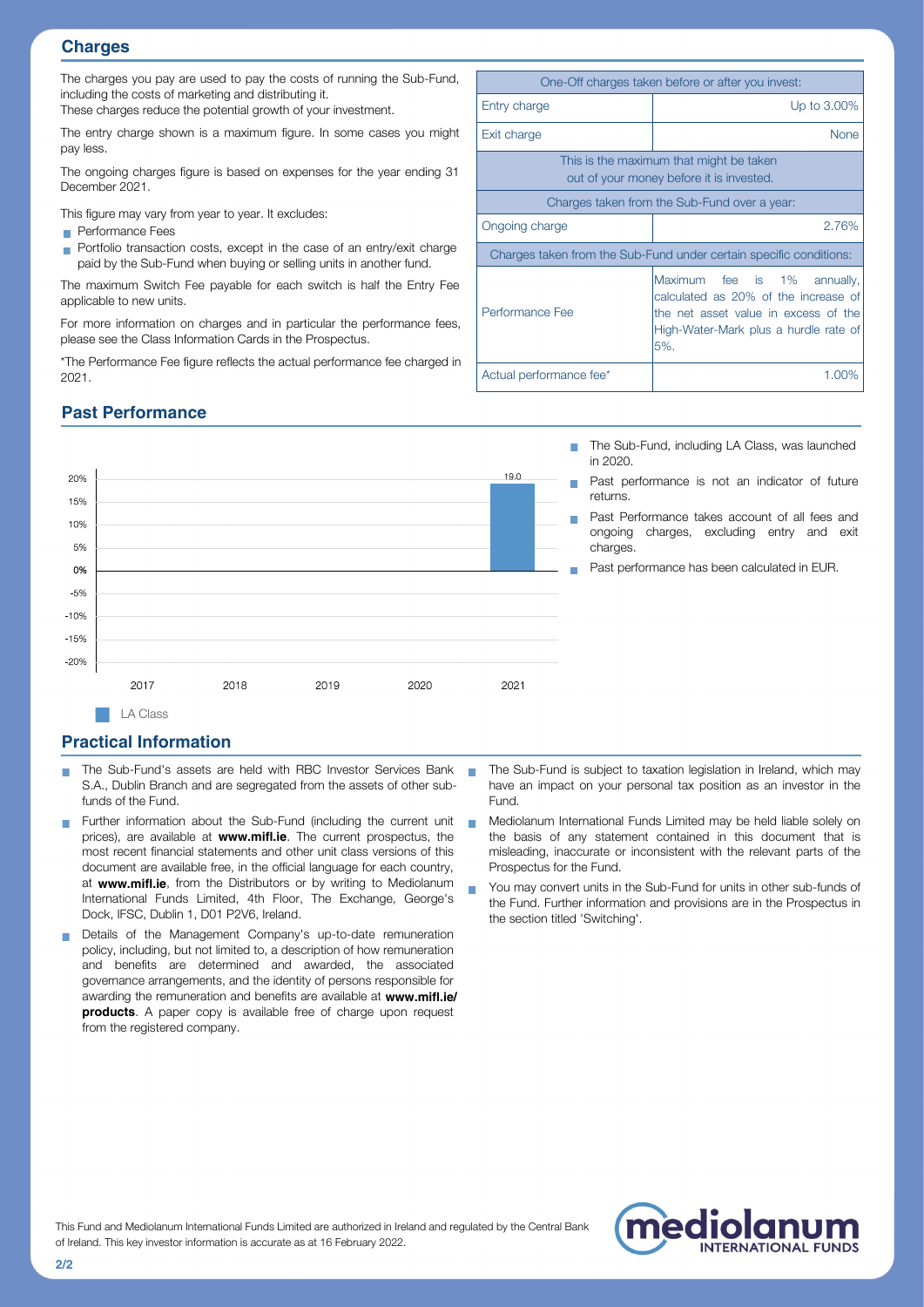## Charges

The charges you pay are used to pay the costs of running the Sub-Fund, including the costs of marketing and distributing it.
These charges reduce the potential growth of your investment.

The entry charge shown is a maximum figure. In some cases you might pay less.

The ongoing charges figure is based on expenses for the year ending 31 December 2021.

This figure may vary from year to year. It excludes:

- Performance Fees
- Portfolio transaction costs, except in the case of an entry/exit charge paid by the Sub-Fund when buying or selling units in another fund.

The maximum Switch Fee payable for each switch is half the Entry Fee applicable to new units.

For more information on charges and in particular the performance fees, please see the Class Information Cards in the Prospectus.

*The Performance Fee figure reflects the actual performance fee charged in 2021.

| One-Off charges taken before or after you invest: | |
|---|---|
| Entry charge | Up to 3.00% |
| Exit charge | None |
| This is the maximum that might be taken out of your money before it is invested. | |
| Charges taken from the Sub-Fund over a year: | |
| Ongoing charge | 2.76% |
| Charges taken from the Sub-Fund under certain specific conditions: | |
| Performance Fee | Maximum fee is 1% annually, calculated as 20% of the increase of the net asset value in excess of the High-Water-Mark plus a hurdle rate of 5%. |
| Actual performance fee* | 1.00% |

## Past Performance

20%
15%
10%
5%
0%
-5%
-10%
-15%
-20%

19.0

2017
2018
2019
2020
2021

LA Class

- The Sub-Fund, including LA Class, was launched in 2020.
- Past performance is not an indicator of future returns.
- Past Performance takes account of all fees and ongoing charges, excluding entry and exit charges.
- Past performance has been calculated in EUR.

## Practical Information

- The Sub-Fund's assets are held with RBC Investor Services Bank S.A., Dublin Branch and are segregated from the assets of other sub-funds of the Fund.
- Further information about the Sub-Fund (including the current unit prices), are available at **www.mifl.ie**. The current prospectus, the most recent financial statements and other unit class versions of this document are available free, in the official language for each country, at **www.mifl.ie**, from the Distributors or by writing to Mediolanum International Funds Limited, 4th Floor, The Exchange, George's Dock, IFSC, Dublin 1, D01 P2V6, Ireland.
- Details of the Management Company's up-to-date remuneration policy, including, but not limited to, a description of how remuneration and benefits are determined and awarded, the associated governance arrangements, and the identity of persons responsible for awarding the remuneration and benefits are available at **www.mifl.ie/products**. A paper copy is available free of charge upon request from the registered company.
- The Sub-Fund is subject to taxation legislation in Ireland, which may have an impact on your personal tax position as an investor in the Fund.
- Mediolanum International Funds Limited may be held liable solely on the basis of any statement contained in this document that is misleading, inaccurate or inconsistent with the relevant parts of the Prospectus for the Fund.
- You may convert units in the Sub-Fund for units in other sub-funds of the Fund. Further information and provisions are in the Prospectus in the section titled 'Switching'.

This Fund and Mediolanum International Funds Limited are authorized in Ireland and regulated by the Central Bank of Ireland. This key investor information is accurate as at 16 February 2022.